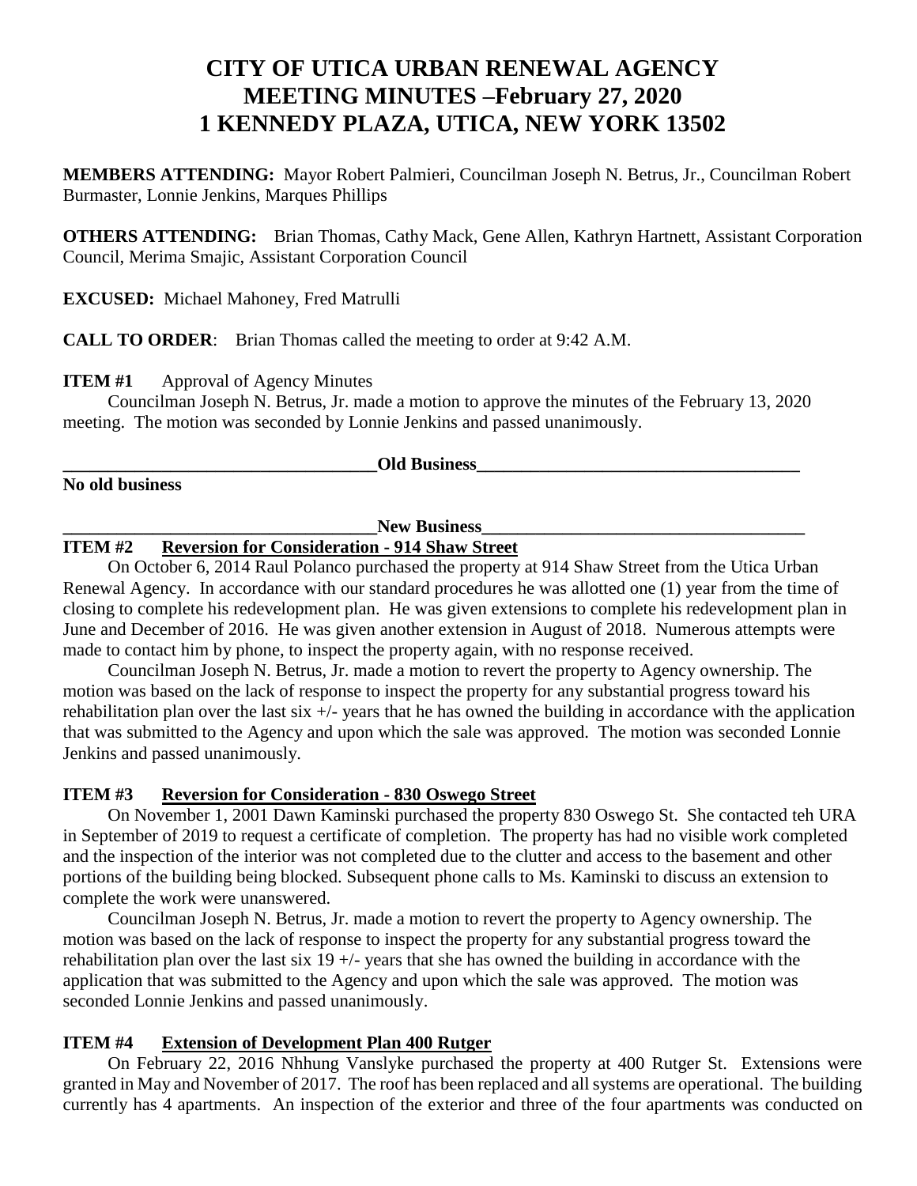# CITY OF UTICA URBAN RENEWAL AGENCY
# MEETING MINUTES –February 27, 2020
# 1 KENNEDY PLAZA, UTICA, NEW YORK 13502

**MEMBERS ATTENDING:** Mayor Robert Palmieri, Councilman Joseph N. Betrus, Jr., Councilman Robert Burmaster, Lonnie Jenkins, Marques Phillips

**OTHERS ATTENDING:** Brian Thomas, Cathy Mack, Gene Allen, Kathryn Hartnett, Assistant Corporation Council, Merima Smajic, Assistant Corporation Council

**EXCUSED:** Michael Mahoney, Fred Matrulli

**CALL TO ORDER**: Brian Thomas called the meeting to order at 9:42 A.M.

**ITEM #1** Approval of Agency Minutes

Councilman Joseph N. Betrus, Jr. made a motion to approve the minutes of the February 13, 2020 meeting. The motion was seconded by Lonnie Jenkins and passed unanimously.

**Old Business**

**No old business**

**New Business**

**ITEM #2 Reversion for Consideration - 914 Shaw Street**

On October 6, 2014 Raul Polanco purchased the property at 914 Shaw Street from the Utica Urban Renewal Agency. In accordance with our standard procedures he was allotted one (1) year from the time of closing to complete his redevelopment plan. He was given extensions to complete his redevelopment plan in June and December of 2016. He was given another extension in August of 2018. Numerous attempts were made to contact him by phone, to inspect the property again, with no response received.

Councilman Joseph N. Betrus, Jr. made a motion to revert the property to Agency ownership. The motion was based on the lack of response to inspect the property for any substantial progress toward his rehabilitation plan over the last six +/- years that he has owned the building in accordance with the application that was submitted to the Agency and upon which the sale was approved. The motion was seconded Lonnie Jenkins and passed unanimously.

**ITEM #3 Reversion for Consideration - 830 Oswego Street**

On November 1, 2001 Dawn Kaminski purchased the property 830 Oswego St. She contacted teh URA in September of 2019 to request a certificate of completion. The property has had no visible work completed and the inspection of the interior was not completed due to the clutter and access to the basement and other portions of the building being blocked. Subsequent phone calls to Ms. Kaminski to discuss an extension to complete the work were unanswered.

Councilman Joseph N. Betrus, Jr. made a motion to revert the property to Agency ownership. The motion was based on the lack of response to inspect the property for any substantial progress toward the rehabilitation plan over the last six 19 +/- years that she has owned the building in accordance with the application that was submitted to the Agency and upon which the sale was approved. The motion was seconded Lonnie Jenkins and passed unanimously.

**ITEM #4 Extension of Development Plan 400 Rutger**

On February 22, 2016 Nhhung Vanslyke purchased the property at 400 Rutger St. Extensions were granted in May and November of 2017. The roof has been replaced and all systems are operational. The building currently has 4 apartments. An inspection of the exterior and three of the four apartments was conducted on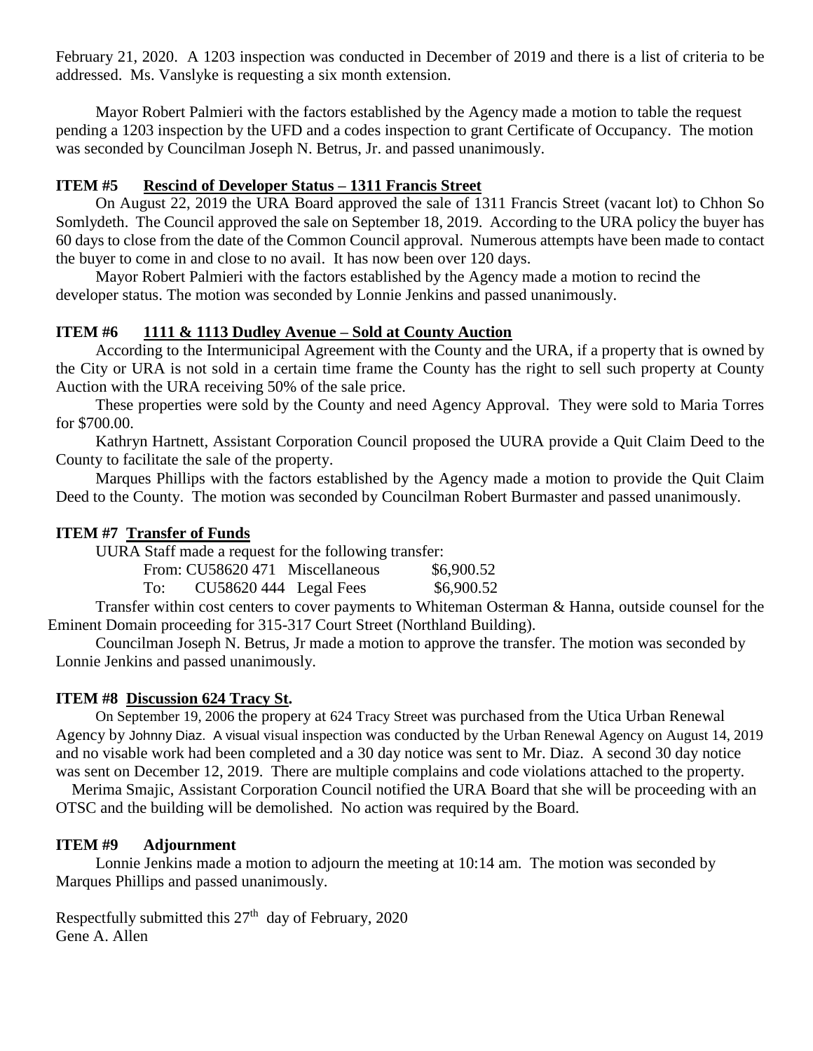February 21, 2020. A 1203 inspection was conducted in December of 2019 and there is a list of criteria to be addressed. Ms. Vanslyke is requesting a six month extension.

Mayor Robert Palmieri with the factors established by the Agency made a motion to table the request pending a 1203 inspection by the UFD and a codes inspection to grant Certificate of Occupancy. The motion was seconded by Councilman Joseph N. Betrus, Jr. and passed unanimously.

**ITEM #5 Rescind of Developer Status – 1311 Francis Street**

On August 22, 2019 the URA Board approved the sale of 1311 Francis Street (vacant lot) to Chhon So Somlydeth. The Council approved the sale on September 18, 2019. According to the URA policy the buyer has 60 days to close from the date of the Common Council approval. Numerous attempts have been made to contact the buyer to come in and close to no avail. It has now been over 120 days.

Mayor Robert Palmieri with the factors established by the Agency made a motion to recind the developer status. The motion was seconded by Lonnie Jenkins and passed unanimously.

**ITEM #6 1111 & 1113 Dudley Avenue – Sold at County Auction**

According to the Intermunicipal Agreement with the County and the URA, if a property that is owned by the City or URA is not sold in a certain time frame the County has the right to sell such property at County Auction with the URA receiving 50% of the sale price.

These properties were sold by the County and need Agency Approval. They were sold to Maria Torres for $700.00.

Kathryn Hartnett, Assistant Corporation Council proposed the UURA provide a Quit Claim Deed to the County to facilitate the sale of the property.

Marques Phillips with the factors established by the Agency made a motion to provide the Quit Claim Deed to the County. The motion was seconded by Councilman Robert Burmaster and passed unanimously.

**ITEM #7 Transfer of Funds**

UURA Staff made a request for the following transfer:

| | | | |
|---|---|---|---|
| From: | CU58620 471 | Miscellaneous | $6,900.52 |
| To: | CU58620 444 | Legal Fees | $6,900.52 |

Transfer within cost centers to cover payments to Whiteman Osterman & Hanna, outside counsel for the Eminent Domain proceeding for 315-317 Court Street (Northland Building).

Councilman Joseph N. Betrus, Jr made a motion to approve the transfer. The motion was seconded by Lonnie Jenkins and passed unanimously.

**ITEM #8 Discussion 624 Tracy St.**

On September 19, 2006 the propery at 624 Tracy Street was purchased from the Utica Urban Renewal Agency by Johnny Diaz. A visual visual inspection was conducted by the Urban Renewal Agency on August 14, 2019 and no visable work had been completed and a 30 day notice was sent to Mr. Diaz. A second 30 day notice was sent on December 12, 2019. There are multiple complains and code violations attached to the property.

Merima Smajic, Assistant Corporation Council notified the URA Board that she will be proceeding with an OTSC and the building will be demolished. No action was required by the Board.

**ITEM #9 Adjournment**

Lonnie Jenkins made a motion to adjourn the meeting at 10:14 am. The motion was seconded by Marques Phillips and passed unanimously.

Respectfully submitted this 27th day of February, 2020
Gene A. Allen